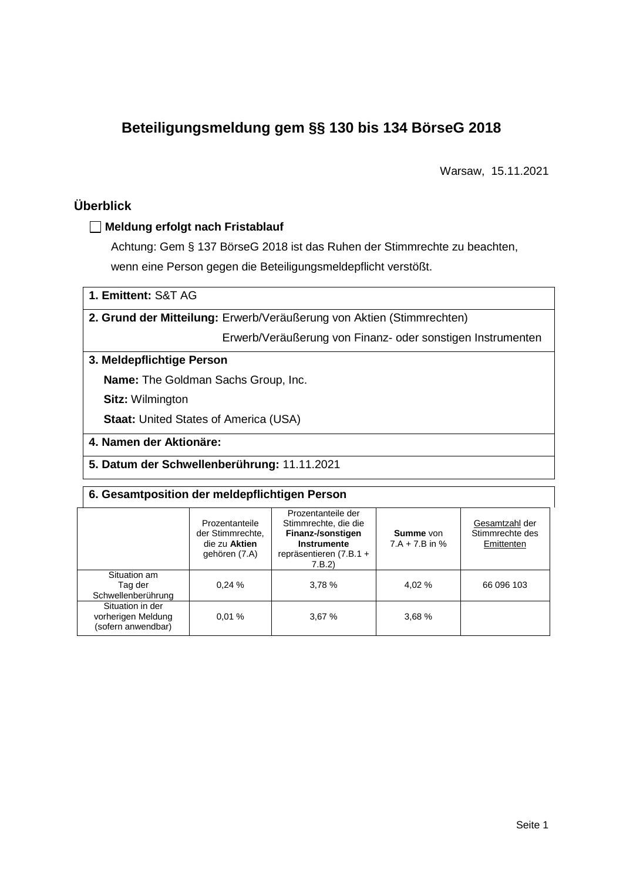# Beteiligungsmeldung gem §§ 130 bis 134 BörseG 2018

Warsaw, 15.11.2021

## Überblick

☐ **Meldung erfolgt nach Fristablauf**

Achtung: Gem § 137 BörseG 2018 ist das Ruhen der Stimmrechte zu beachten, wenn eine Person gegen die Beteiligungsmeldepflicht verstößt.

**1. Emittent:** S&T AG

**2. Grund der Mitteilung:** Erwerb/Veräußerung von Aktien (Stimmrechten)

Erwerb/Veräußerung von Finanz- oder sonstigen Instrumenten

**3. Meldepflichtige Person**

**Name:** The Goldman Sachs Group, Inc.

**Sitz:** Wilmington

**Staat:** United States of America (USA)

**4. Namen der Aktionäre:**

**5. Datum der Schwellenberührung:** 11.11.2021

**6. Gesamtposition der meldepflichtigen Person**

| | Prozentanteile der Stimmrechte, die zu **Aktien** gehören (7.A) | Prozentanteile der Stimmrechte, die die **Finanz-/sonstigen Instrumente** repräsentieren (7.B.1 + 7.B.2) | **Summe** von 7.A + 7.B in % | Gesamtzahl der Stimmrechte des Emittenten |
|---|---|---|---|---|
| Situation am Tag der Schwellenberührung | 0,24 % | 3,78 % | 4,02 % | 66 096 103 |
| Situation in der vorherigen Meldung (sofern anwendbar) | 0,01 % | 3,67 % | 3,68 % | |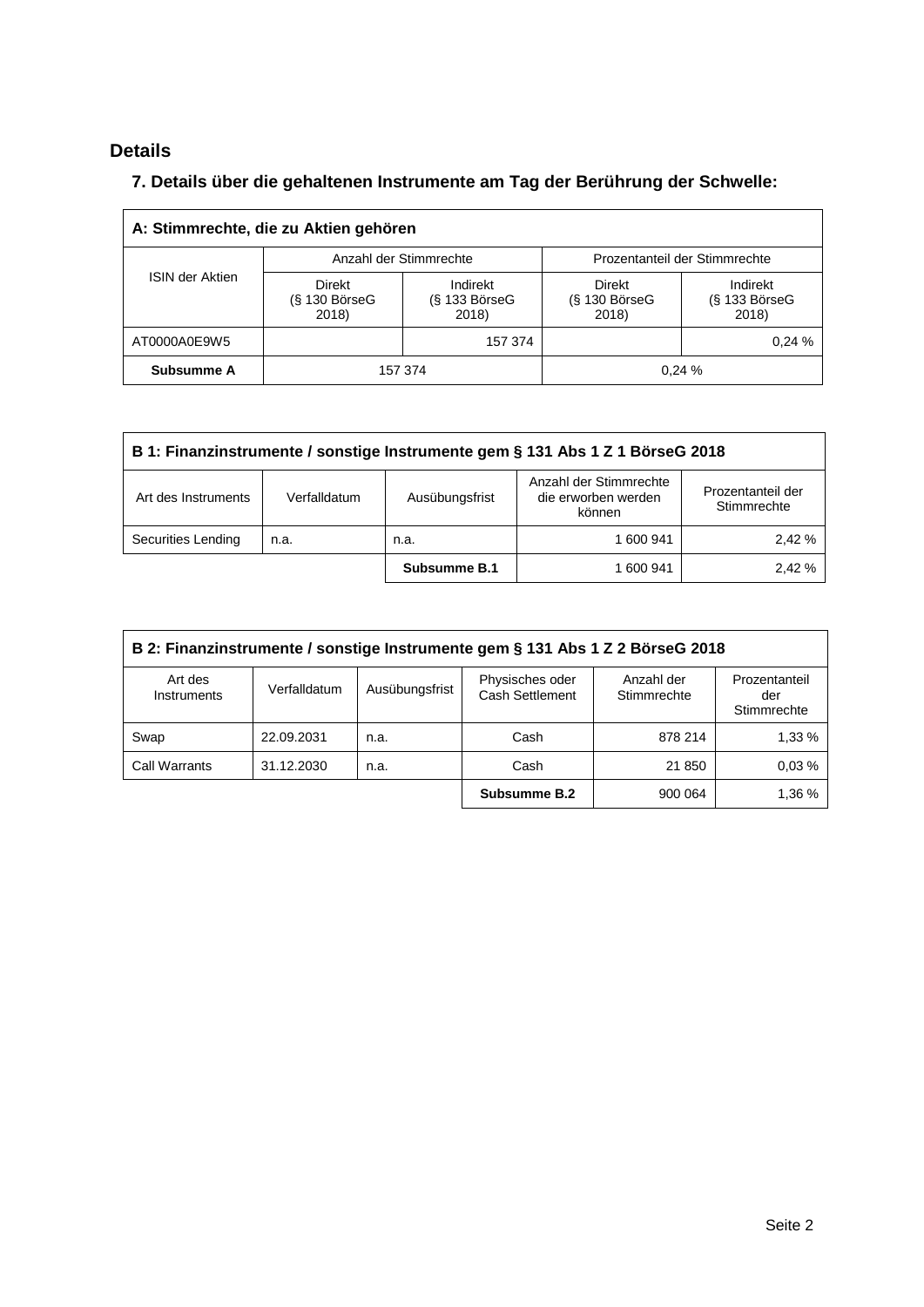## Details

### 7. Details über die gehaltenen Instrumente am Tag der Berührung der Schwelle:

| A: Stimmrechte, die zu Aktien gehören | | | | |
|---|---|---|---|---|
| ISIN der Aktien | Anzahl der Stimmrechte | | Prozentanteil der Stimmrechte | |
| | Direkt (§ 130 BörseG 2018) | Indirekt (§ 133 BörseG 2018) | Direkt (§ 130 BörseG 2018) | Indirekt (§ 133 BörseG 2018) |
| AT0000A0E9W5 | | 157 374 | | 0,24 % |
| **Subsumme A** | 157 374 | | 0,24 % | |

| B 1: Finanzinstrumente / sonstige Instrumente gem § 131 Abs 1 Z 1 BörseG 2018 | | | | |
|---|---|---|---|---|
| Art des Instruments | Verfalldatum | Ausübungsfrist | Anzahl der Stimmrechte die erworben werden können | Prozentanteil der Stimmrechte |
| Securities Lending | n.a. | n.a. | 1 600 941 | 2,42 % |
| | | **Subsumme B.1** | 1 600 941 | 2,42 % |

| B 2: Finanzinstrumente / sonstige Instrumente gem § 131 Abs 1 Z 2 BörseG 2018 | | | | | |
|---|---|---|---|---|---|
| Art des Instruments | Verfalldatum | Ausübungsfrist | Physisches oder Cash Settlement | Anzahl der Stimmrechte | Prozentanteil der Stimmrechte |
| Swap | 22.09.2031 | n.a. | Cash | 878 214 | 1,33 % |
| Call Warrants | 31.12.2030 | n.a. | Cash | 21 850 | 0,03 % |
| | | | **Subsumme B.2** | 900 064 | 1,36 % |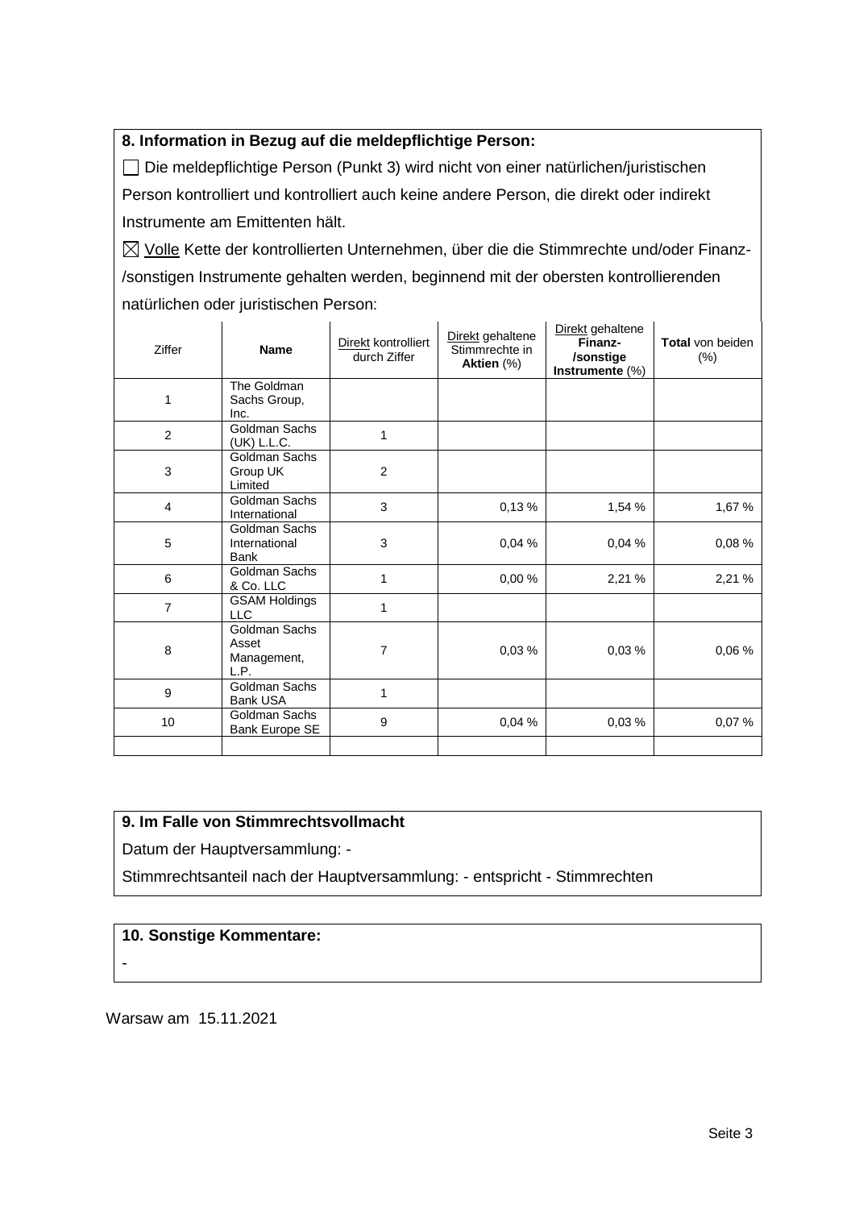**8. Information in Bezug auf die meldepflichtige Person:**

☐ Die meldepflichtige Person (Punkt 3) wird nicht von einer natürlichen/juristischen Person kontrolliert und kontrolliert auch keine andere Person, die direkt oder indirekt Instrumente am Emittenten hält.

☒ Volle Kette der kontrollierten Unternehmen, über die die Stimmrechte und/oder Finanz-/sonstigen Instrumente gehalten werden, beginnend mit der obersten kontrollierenden natürlichen oder juristischen Person:

| Ziffer | **Name** | Direkt kontrolliert durch Ziffer | Direkt gehaltene Stimmrechte in **Aktien** (%) | Direkt gehaltene **Finanz-/sonstige Instrumente** (%) | **Total** von beiden (%) |
|---|---|---|---|---|---|
| 1 | The Goldman Sachs Group, Inc. | | | | |
| 2 | Goldman Sachs (UK) L.L.C. | 1 | | | |
| 3 | Goldman Sachs Group UK Limited | 2 | | | |
| 4 | Goldman Sachs International | 3 | 0,13 % | 1,54 % | 1,67 % |
| 5 | Goldman Sachs International Bank | 3 | 0,04 % | 0,04 % | 0,08 % |
| 6 | Goldman Sachs & Co. LLC | 1 | 0,00 % | 2,21 % | 2,21 % |
| 7 | GSAM Holdings LLC | 1 | | | |
| 8 | Goldman Sachs Asset Management, L.P. | 7 | 0,03 % | 0,03 % | 0,06 % |
| 9 | Goldman Sachs Bank USA | 1 | | | |
| 10 | Goldman Sachs Bank Europe SE | 9 | 0,04 % | 0,03 % | 0,07 % |
| | | | | | |

**9. Im Falle von Stimmrechtsvollmacht**

Datum der Hauptversammlung: -

Stimmrechtsanteil nach der Hauptversammlung: - entspricht - Stimmrechten

**10. Sonstige Kommentare:**

-

Warsaw am 15.11.2021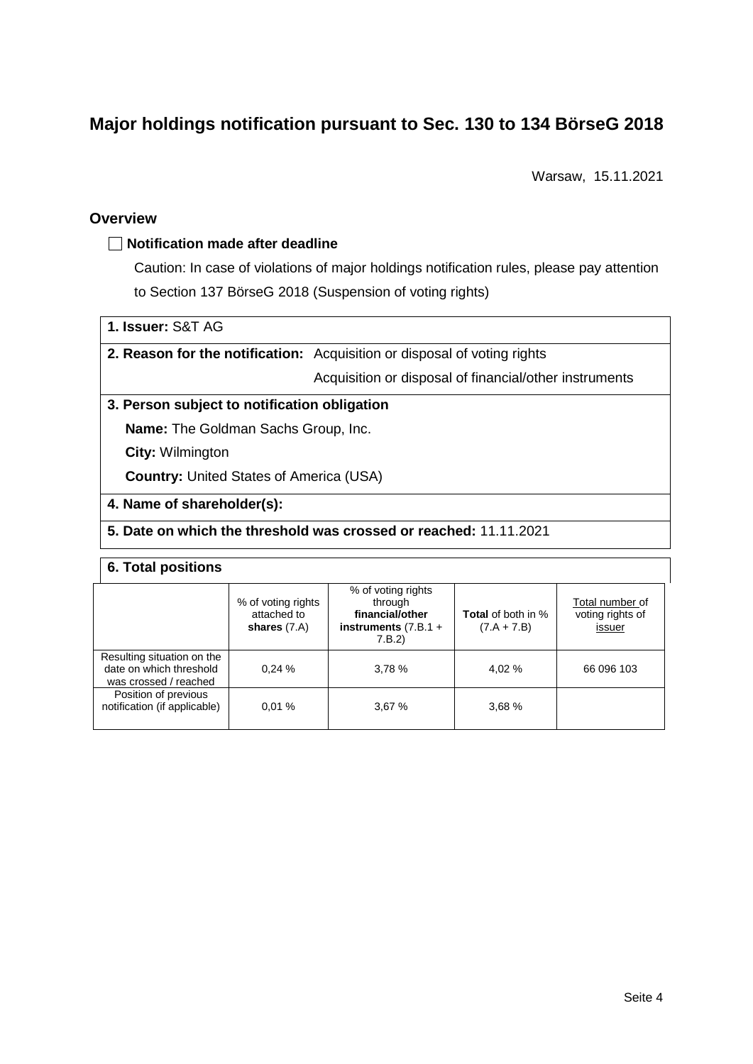# Major holdings notification pursuant to Sec. 130 to 134 BörseG 2018

Warsaw, 15.11.2021

## Overview

☐ **Notification made after deadline**

Caution: In case of violations of major holdings notification rules, please pay attention to Section 137 BörseG 2018 (Suspension of voting rights)

**1. Issuer:** S&T AG

**2. Reason for the notification:** Acquisition or disposal of voting rights
Acquisition or disposal of financial/other instruments

**3. Person subject to notification obligation**

**Name:** The Goldman Sachs Group, Inc.

**City:** Wilmington

**Country:** United States of America (USA)

**4. Name of shareholder(s):**

**5. Date on which the threshold was crossed or reached:** 11.11.2021

**6. Total positions**

| | % of voting rights attached to **shares** (7.A) | % of voting rights through **financial/other instruments** (7.B.1 + 7.B.2) | **Total** of both in % (7.A + 7.B) | Total number of voting rights of issuer |
|---|---|---|---|---|
| Resulting situation on the date on which threshold was crossed / reached | 0,24 % | 3,78 % | 4,02 % | 66 096 103 |
| Position of previous notification (if applicable) | 0,01 % | 3,67 % | 3,68 % | |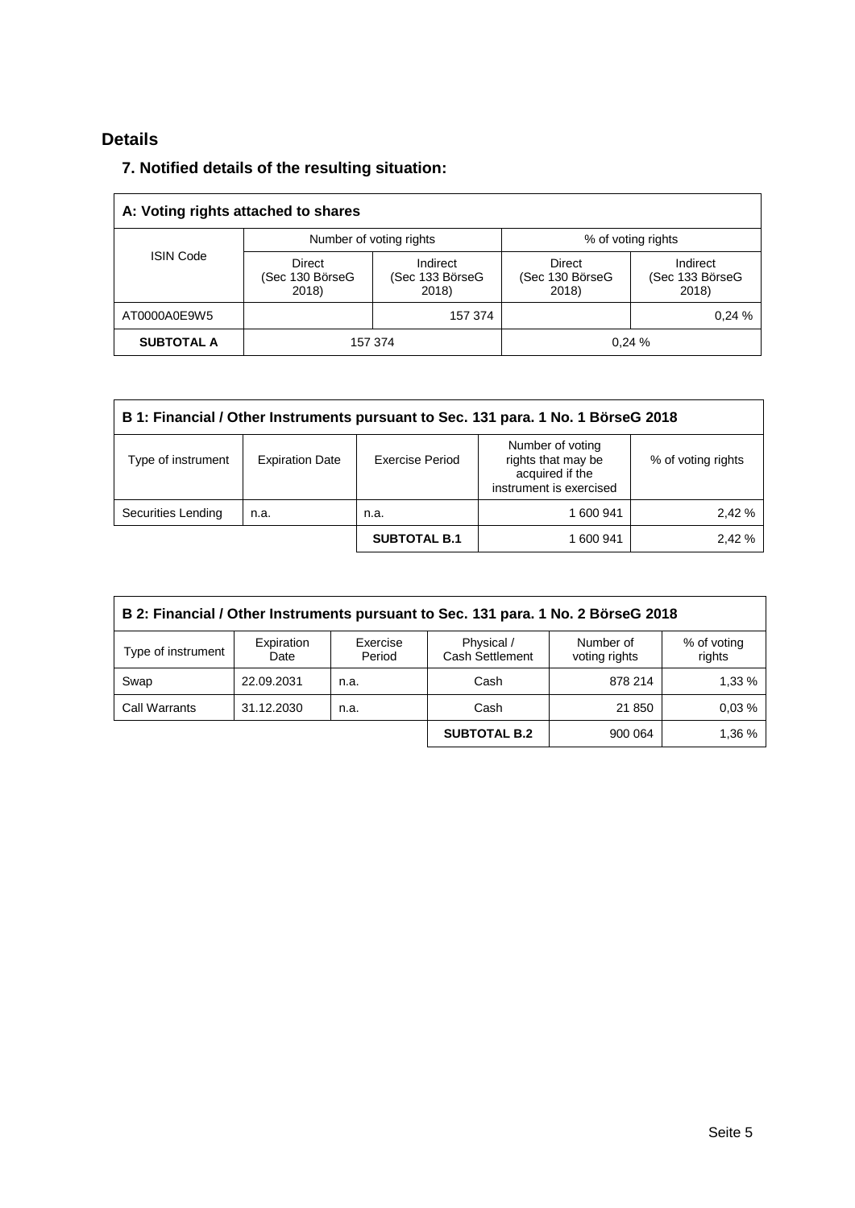# Details

## 7. Notified details of the resulting situation:

| A: Voting rights attached to shares | | | | |
|---|---|---|---|---|
| ISIN Code | Number of voting rights | | % of voting rights | |
| | Direct (Sec 130 BörseG 2018) | Indirect (Sec 133 BörseG 2018) | Direct (Sec 130 BörseG 2018) | Indirect (Sec 133 BörseG 2018) |
| AT0000A0E9W5 | | 157 374 | | 0,24 % |
| **SUBTOTAL A** | 157 374 | | 0,24 % | |

| B 1: Financial / Other Instruments pursuant to Sec. 131 para. 1 No. 1 BörseG 2018 | | | | |
|---|---|---|---|---|
| Type of instrument | Expiration Date | Exercise Period | Number of voting rights that may be acquired if the instrument is exercised | % of voting rights |
| Securities Lending | n.a. | n.a. | 1 600 941 | 2,42 % |
| | | **SUBTOTAL B.1** | 1 600 941 | 2,42 % |

| B 2: Financial / Other Instruments pursuant to Sec. 131 para. 1 No. 2 BörseG 2018 | | | | | |
|---|---|---|---|---|---|
| Type of instrument | Expiration Date | Exercise Period | Physical / Cash Settlement | Number of voting rights | % of voting rights |
| Swap | 22.09.2031 | n.a. | Cash | 878 214 | 1,33 % |
| Call Warrants | 31.12.2030 | n.a. | Cash | 21 850 | 0,03 % |
| | | | **SUBTOTAL B.2** | 900 064 | 1,36 % |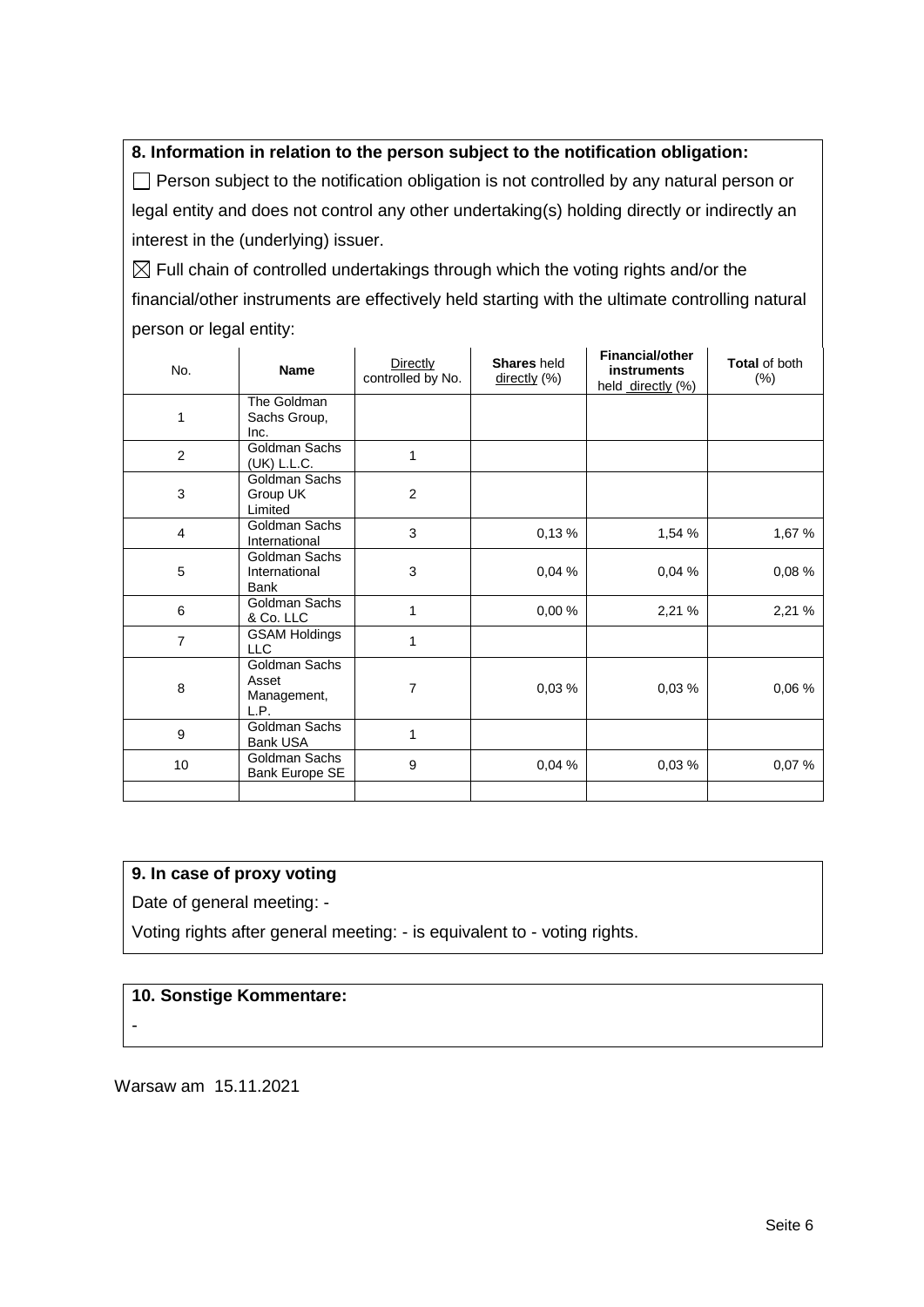**8. Information in relation to the person subject to the notification obligation:**

☐ Person subject to the notification obligation is not controlled by any natural person or legal entity and does not control any other undertaking(s) holding directly or indirectly an interest in the (underlying) issuer.

☒ Full chain of controlled undertakings through which the voting rights and/or the financial/other instruments are effectively held starting with the ultimate controlling natural person or legal entity:

| No. | Name | Directly controlled by No. | Shares held directly (%) | Financial/other instruments held directly (%) | Total of both (%) |
|---|---|---|---|---|---|
| 1 | The Goldman Sachs Group, Inc. | | | | |
| 2 | Goldman Sachs (UK) L.L.C. | 1 | | | |
| 3 | Goldman Sachs Group UK Limited | 2 | | | |
| 4 | Goldman Sachs International | 3 | 0,13 % | 1,54 % | 1,67 % |
| 5 | Goldman Sachs International Bank | 3 | 0,04 % | 0,04 % | 0,08 % |
| 6 | Goldman Sachs & Co. LLC | 1 | 0,00 % | 2,21 % | 2,21 % |
| 7 | GSAM Holdings LLC | 1 | | | |
| 8 | Goldman Sachs Asset Management, L.P. | 7 | 0,03 % | 0,03 % | 0,06 % |
| 9 | Goldman Sachs Bank USA | 1 | | | |
| 10 | Goldman Sachs Bank Europe SE | 9 | 0,04 % | 0,03 % | 0,07 % |
| | | | | | |

**9. In case of proxy voting**

Date of general meeting: -

Voting rights after general meeting: - is equivalent to - voting rights.

**10. Sonstige Kommentare:**

-

Warsaw am 15.11.2021